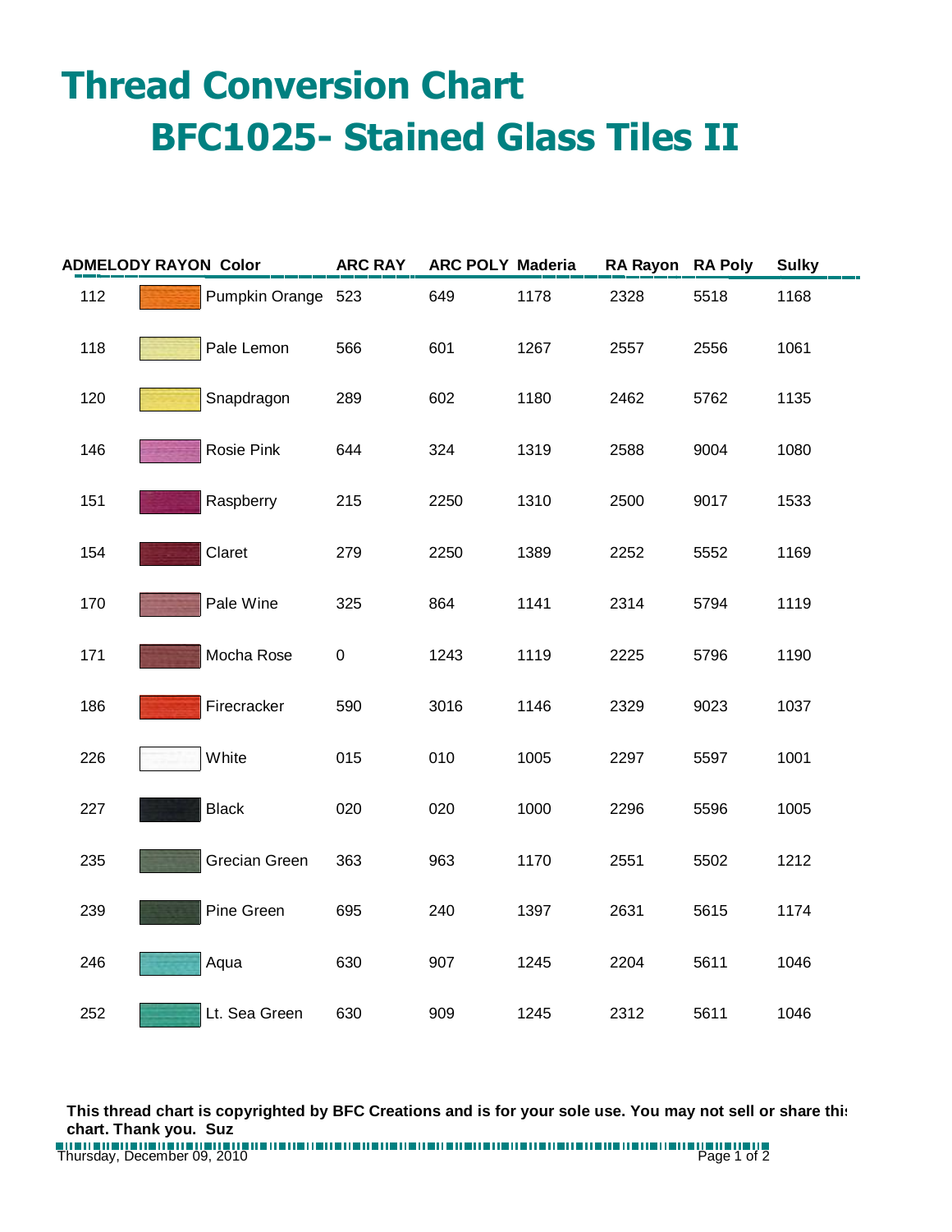# Thread Conversion Chart

## BFC1025- Stained Glass Tiles II

| ADMELODY RAYON | Color | | ARC RAY | ARC POLY | Maderia | RA Rayon | RA Poly | Sulky |
|---|---|---|---|---|---|---|---|---|
| 112 | | Pumpkin Orange | 523 | 649 | 1178 | 2328 | 5518 | 1168 |
| 118 | | Pale Lemon | 566 | 601 | 1267 | 2557 | 2556 | 1061 |
| 120 | | Snapdragon | 289 | 602 | 1180 | 2462 | 5762 | 1135 |
| 146 | | Rosie Pink | 644 | 324 | 1319 | 2588 | 9004 | 1080 |
| 151 | | Raspberry | 215 | 2250 | 1310 | 2500 | 9017 | 1533 |
| 154 | | Claret | 279 | 2250 | 1389 | 2252 | 5552 | 1169 |
| 170 | | Pale Wine | 325 | 864 | 1141 | 2314 | 5794 | 1119 |
| 171 | | Mocha Rose | 0 | 1243 | 1119 | 2225 | 5796 | 1190 |
| 186 | | Firecracker | 590 | 3016 | 1146 | 2329 | 9023 | 1037 |
| 226 | | White | 015 | 010 | 1005 | 2297 | 5597 | 1001 |
| 227 | | Black | 020 | 020 | 1000 | 2296 | 5596 | 1005 |
| 235 | | Grecian Green | 363 | 963 | 1170 | 2551 | 5502 | 1212 |
| 239 | | Pine Green | 695 | 240 | 1397 | 2631 | 5615 | 1174 |
| 246 | | Aqua | 630 | 907 | 1245 | 2204 | 5611 | 1046 |
| 252 | | Lt. Sea Green | 630 | 909 | 1245 | 2312 | 5611 | 1046 |

**This thread chart is copyrighted by BFC Creations and is for your sole use. You may not sell or share this chart. Thank you. Suz**

Thursday, December 09, 2010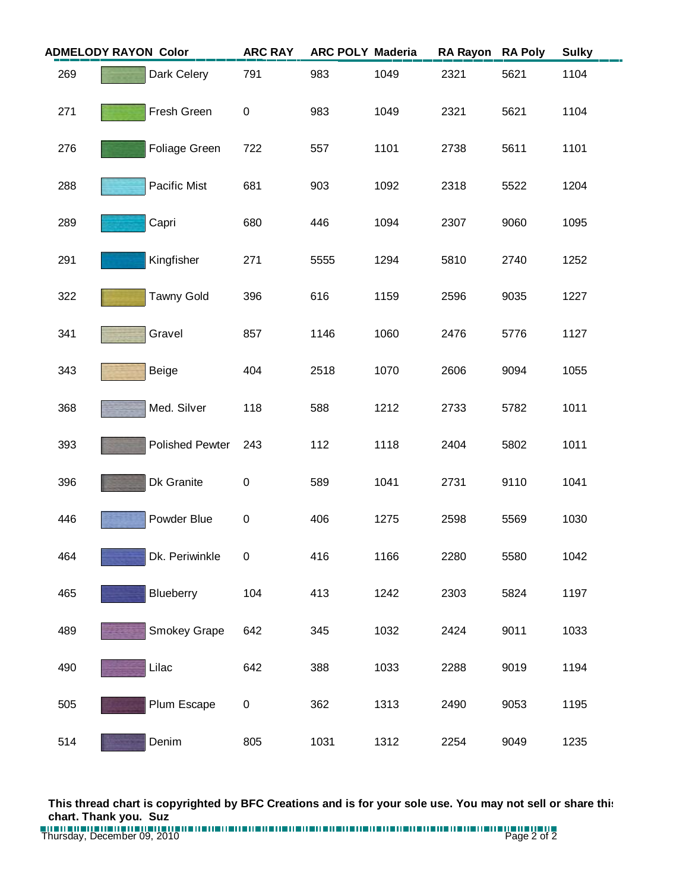| ADMELODY RAYON | Color | ARC RAY | ARC POLY | Maderia | RA Rayon | RA Poly | Sulky |
|---|---|---|---|---|---|---|---|
| 269 | Dark Celery | 791 | 983 | 1049 | 2321 | 5621 | 1104 |
| 271 | Fresh Green | 0 | 983 | 1049 | 2321 | 5621 | 1104 |
| 276 | Foliage Green | 722 | 557 | 1101 | 2738 | 5611 | 1101 |
| 288 | Pacific Mist | 681 | 903 | 1092 | 2318 | 5522 | 1204 |
| 289 | Capri | 680 | 446 | 1094 | 2307 | 9060 | 1095 |
| 291 | Kingfisher | 271 | 5555 | 1294 | 5810 | 2740 | 1252 |
| 322 | Tawny Gold | 396 | 616 | 1159 | 2596 | 9035 | 1227 |
| 341 | Gravel | 857 | 1146 | 1060 | 2476 | 5776 | 1127 |
| 343 | Beige | 404 | 2518 | 1070 | 2606 | 9094 | 1055 |
| 368 | Med. Silver | 118 | 588 | 1212 | 2733 | 5782 | 1011 |
| 393 | Polished Pewter | 243 | 112 | 1118 | 2404 | 5802 | 1011 |
| 396 | Dk Granite | 0 | 589 | 1041 | 2731 | 9110 | 1041 |
| 446 | Powder Blue | 0 | 406 | 1275 | 2598 | 5569 | 1030 |
| 464 | Dk. Periwinkle | 0 | 416 | 1166 | 2280 | 5580 | 1042 |
| 465 | Blueberry | 104 | 413 | 1242 | 2303 | 5824 | 1197 |
| 489 | Smokey Grape | 642 | 345 | 1032 | 2424 | 9011 | 1033 |
| 490 | Lilac | 642 | 388 | 1033 | 2288 | 9019 | 1194 |
| 505 | Plum Escape | 0 | 362 | 1313 | 2490 | 9053 | 1195 |
| 514 | Denim | 805 | 1031 | 1312 | 2254 | 9049 | 1235 |

**This thread chart is copyrighted by BFC Creations and is for your sole use. You may not sell or share this chart. Thank you. Suz**

Thursday, December 09, 2010